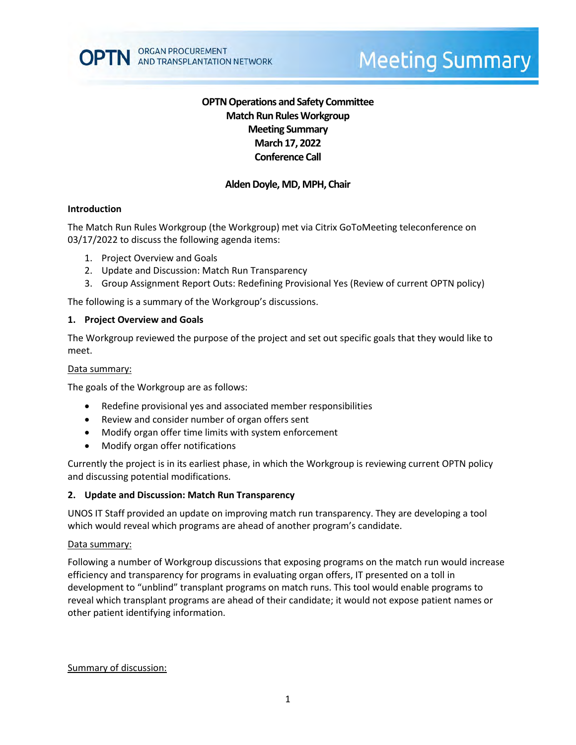# OPTN Operations and Safety Committee
## Match Run Rules Workgroup
## Meeting Summary
## March 17, 2022
## Conference Call

**Alden Doyle, MD, MPH, Chair**

### Introduction

The Match Run Rules Workgroup (the Workgroup) met via Citrix GoToMeeting teleconference on 03/17/2022 to discuss the following agenda items:

1. Project Overview and Goals
2. Update and Discussion: Match Run Transparency
3. Group Assignment Report Outs: Redefining Provisional Yes (Review of current OPTN policy)

The following is a summary of the Workgroup's discussions.

### 1. Project Overview and Goals

The Workgroup reviewed the purpose of the project and set out specific goals that they would like to meet.

Data summary:

The goals of the Workgroup are as follows:

- Redefine provisional yes and associated member responsibilities
- Review and consider number of organ offers sent
- Modify organ offer time limits with system enforcement
- Modify organ offer notifications

Currently the project is in its earliest phase, in which the Workgroup is reviewing current OPTN policy and discussing potential modifications.

### 2. Update and Discussion: Match Run Transparency

UNOS IT Staff provided an update on improving match run transparency. They are developing a tool which would reveal which programs are ahead of another program's candidate.

Data summary:

Following a number of Workgroup discussions that exposing programs on the match run would increase efficiency and transparency for programs in evaluating organ offers, IT presented on a toll in development to "unblind" transplant programs on match runs. This tool would enable programs to reveal which transplant programs are ahead of their candidate; it would not expose patient names or other patient identifying information.

Summary of discussion: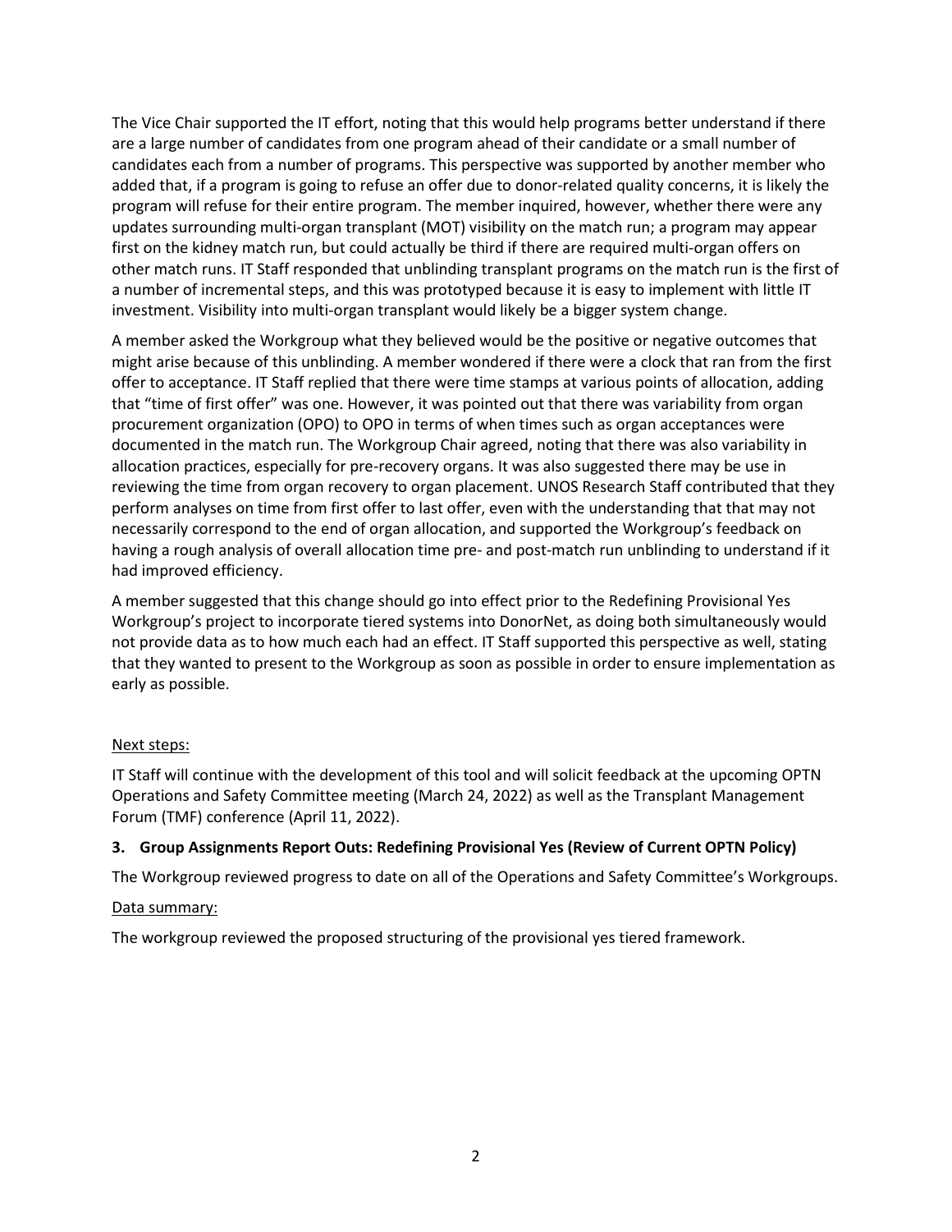The Vice Chair supported the IT effort, noting that this would help programs better understand if there are a large number of candidates from one program ahead of their candidate or a small number of candidates each from a number of programs. This perspective was supported by another member who added that, if a program is going to refuse an offer due to donor-related quality concerns, it is likely the program will refuse for their entire program. The member inquired, however, whether there were any updates surrounding multi-organ transplant (MOT) visibility on the match run; a program may appear first on the kidney match run, but could actually be third if there are required multi-organ offers on other match runs. IT Staff responded that unblinding transplant programs on the match run is the first of a number of incremental steps, and this was prototyped because it is easy to implement with little IT investment. Visibility into multi-organ transplant would likely be a bigger system change.

A member asked the Workgroup what they believed would be the positive or negative outcomes that might arise because of this unblinding. A member wondered if there were a clock that ran from the first offer to acceptance. IT Staff replied that there were time stamps at various points of allocation, adding that "time of first offer" was one. However, it was pointed out that there was variability from organ procurement organization (OPO) to OPO in terms of when times such as organ acceptances were documented in the match run. The Workgroup Chair agreed, noting that there was also variability in allocation practices, especially for pre-recovery organs. It was also suggested there may be use in reviewing the time from organ recovery to organ placement. UNOS Research Staff contributed that they perform analyses on time from first offer to last offer, even with the understanding that that may not necessarily correspond to the end of organ allocation, and supported the Workgroup's feedback on having a rough analysis of overall allocation time pre- and post-match run unblinding to understand if it had improved efficiency.

A member suggested that this change should go into effect prior to the Redefining Provisional Yes Workgroup's project to incorporate tiered systems into DonorNet, as doing both simultaneously would not provide data as to how much each had an effect. IT Staff supported this perspective as well, stating that they wanted to present to the Workgroup as soon as possible in order to ensure implementation as early as possible.

<u>Next steps:</u>

IT Staff will continue with the development of this tool and will solicit feedback at the upcoming OPTN Operations and Safety Committee meeting (March 24, 2022) as well as the Transplant Management Forum (TMF) conference (April 11, 2022).

### 3. Group Assignments Report Outs: Redefining Provisional Yes (Review of Current OPTN Policy)

The Workgroup reviewed progress to date on all of the Operations and Safety Committee's Workgroups.

<u>Data summary:</u>

The workgroup reviewed the proposed structuring of the provisional yes tiered framework.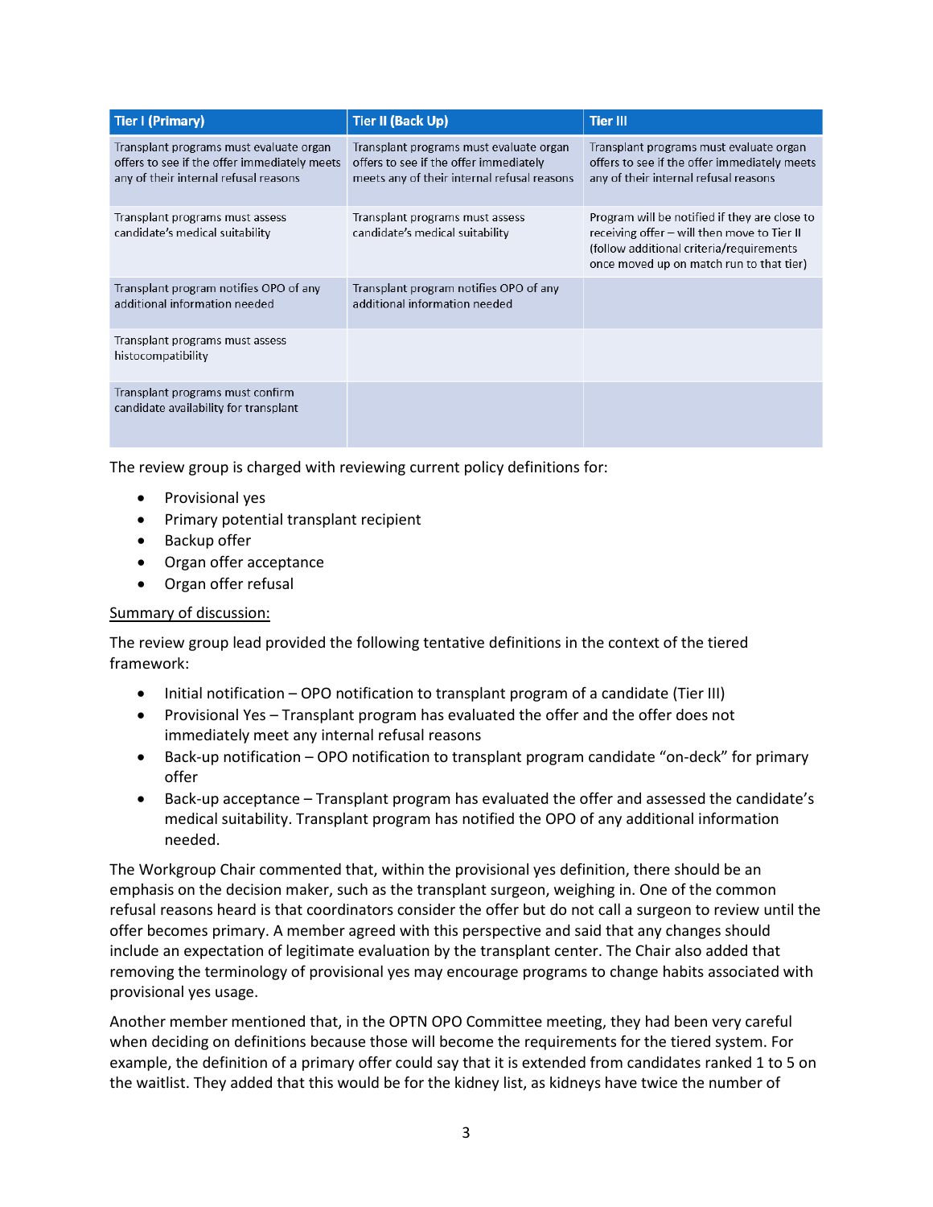| Tier I (Primary) | Tier II (Back Up) | Tier III |
|---|---|---|
| Transplant programs must evaluate organ offers to see if the offer immediately meets any of their internal refusal reasons | Transplant programs must evaluate organ offers to see if the offer immediately meets any of their internal refusal reasons | Transplant programs must evaluate organ offers to see if the offer immediately meets any of their internal refusal reasons |
| Transplant programs must assess candidate's medical suitability | Transplant programs must assess candidate's medical suitability | Program will be notified if they are close to receiving offer – will then move to Tier II (follow additional criteria/requirements once moved up on match run to that tier) |
| Transplant program notifies OPO of any additional information needed | Transplant program notifies OPO of any additional information needed | |
| Transplant programs must assess histocompatibility | | |
| Transplant programs must confirm candidate availability for transplant | | |

The review group is charged with reviewing current policy definitions for:

- Provisional yes
- Primary potential transplant recipient
- Backup offer
- Organ offer acceptance
- Organ offer refusal

<u>Summary of discussion:</u>

The review group lead provided the following tentative definitions in the context of the tiered framework:

- Initial notification – OPO notification to transplant program of a candidate (Tier III)
- Provisional Yes – Transplant program has evaluated the offer and the offer does not immediately meet any internal refusal reasons
- Back-up notification – OPO notification to transplant program candidate "on-deck" for primary offer
- Back-up acceptance – Transplant program has evaluated the offer and assessed the candidate's medical suitability. Transplant program has notified the OPO of any additional information needed.

The Workgroup Chair commented that, within the provisional yes definition, there should be an emphasis on the decision maker, such as the transplant surgeon, weighing in. One of the common refusal reasons heard is that coordinators consider the offer but do not call a surgeon to review until the offer becomes primary. A member agreed with this perspective and said that any changes should include an expectation of legitimate evaluation by the transplant center. The Chair also added that removing the terminology of provisional yes may encourage programs to change habits associated with provisional yes usage.

Another member mentioned that, in the OPTN OPO Committee meeting, they had been very careful when deciding on definitions because those will become the requirements for the tiered system. For example, the definition of a primary offer could say that it is extended from candidates ranked 1 to 5 on the waitlist. They added that this would be for the kidney list, as kidneys have twice the number of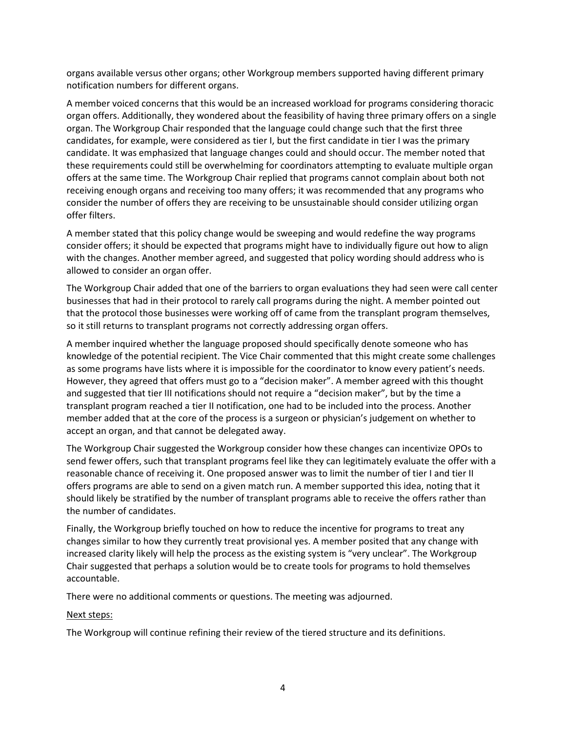organs available versus other organs; other Workgroup members supported having different primary notification numbers for different organs.

A member voiced concerns that this would be an increased workload for programs considering thoracic organ offers. Additionally, they wondered about the feasibility of having three primary offers on a single organ. The Workgroup Chair responded that the language could change such that the first three candidates, for example, were considered as tier I, but the first candidate in tier I was the primary candidate. It was emphasized that language changes could and should occur. The member noted that these requirements could still be overwhelming for coordinators attempting to evaluate multiple organ offers at the same time. The Workgroup Chair replied that programs cannot complain about both not receiving enough organs and receiving too many offers; it was recommended that any programs who consider the number of offers they are receiving to be unsustainable should consider utilizing organ offer filters.

A member stated that this policy change would be sweeping and would redefine the way programs consider offers; it should be expected that programs might have to individually figure out how to align with the changes. Another member agreed, and suggested that policy wording should address who is allowed to consider an organ offer.

The Workgroup Chair added that one of the barriers to organ evaluations they had seen were call center businesses that had in their protocol to rarely call programs during the night. A member pointed out that the protocol those businesses were working off of came from the transplant program themselves, so it still returns to transplant programs not correctly addressing organ offers.

A member inquired whether the language proposed should specifically denote someone who has knowledge of the potential recipient. The Vice Chair commented that this might create some challenges as some programs have lists where it is impossible for the coordinator to know every patient's needs. However, they agreed that offers must go to a "decision maker". A member agreed with this thought and suggested that tier III notifications should not require a "decision maker", but by the time a transplant program reached a tier II notification, one had to be included into the process. Another member added that at the core of the process is a surgeon or physician's judgement on whether to accept an organ, and that cannot be delegated away.

The Workgroup Chair suggested the Workgroup consider how these changes can incentivize OPOs to send fewer offers, such that transplant programs feel like they can legitimately evaluate the offer with a reasonable chance of receiving it. One proposed answer was to limit the number of tier I and tier II offers programs are able to send on a given match run. A member supported this idea, noting that it should likely be stratified by the number of transplant programs able to receive the offers rather than the number of candidates.

Finally, the Workgroup briefly touched on how to reduce the incentive for programs to treat any changes similar to how they currently treat provisional yes. A member posited that any change with increased clarity likely will help the process as the existing system is "very unclear". The Workgroup Chair suggested that perhaps a solution would be to create tools for programs to hold themselves accountable.

There were no additional comments or questions. The meeting was adjourned.

Next steps:

The Workgroup will continue refining their review of the tiered structure and its definitions.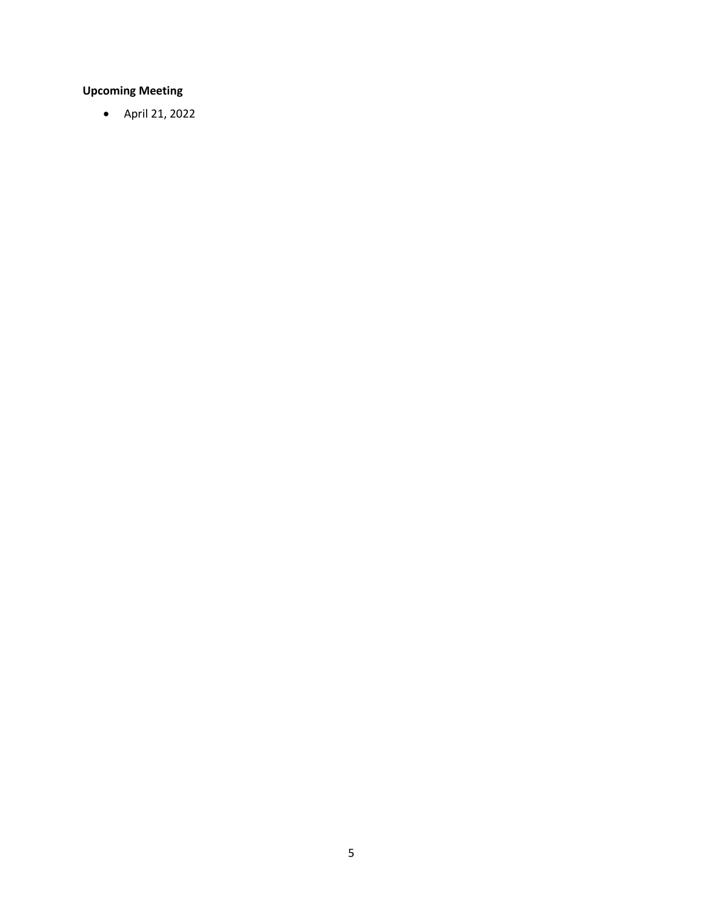**Upcoming Meeting**

- April 21, 2022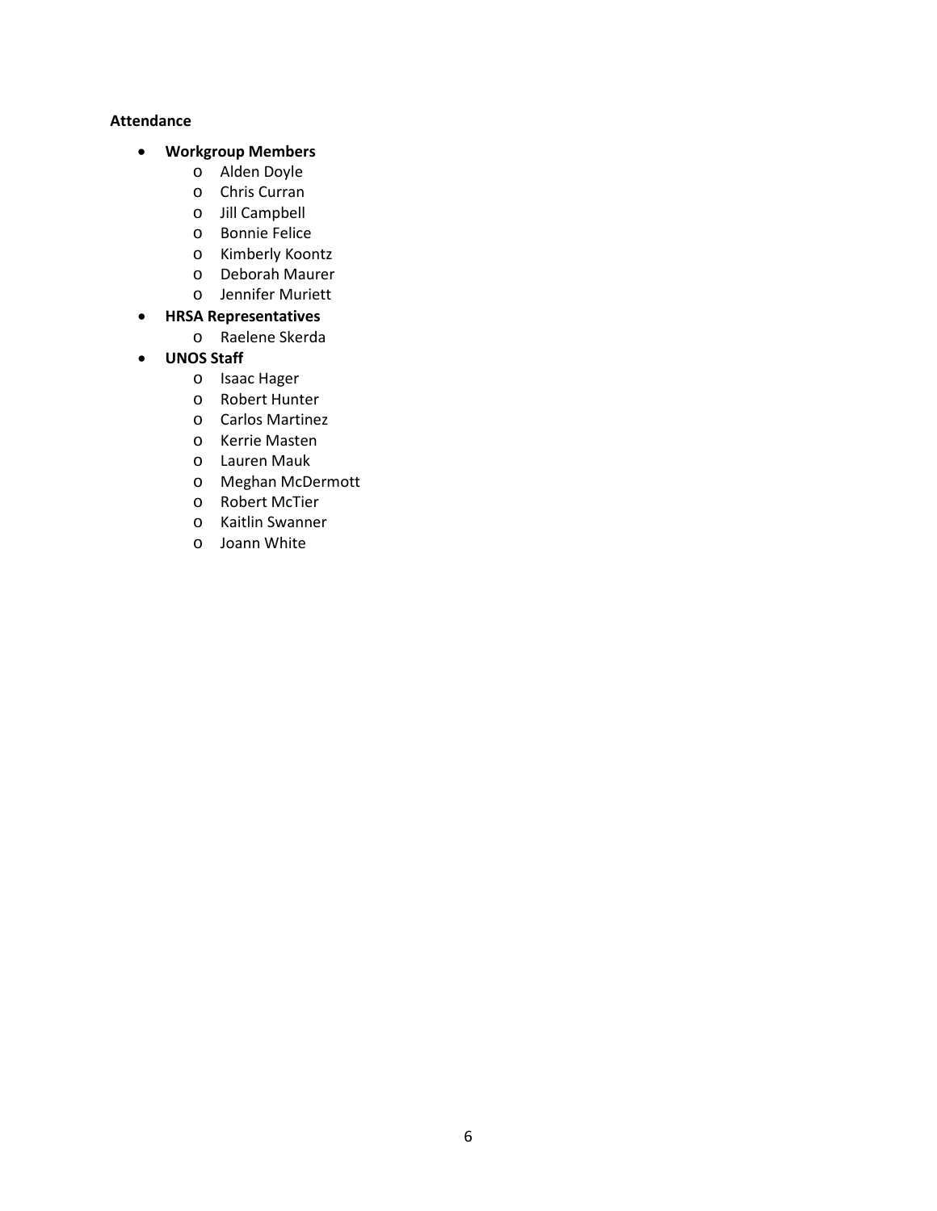**Attendance**

- **Workgroup Members**
  - Alden Doyle
  - Chris Curran
  - Jill Campbell
  - Bonnie Felice
  - Kimberly Koontz
  - Deborah Maurer
  - Jennifer Muriett
- **HRSA Representatives**
  - Raelene Skerda
- **UNOS Staff**
  - Isaac Hager
  - Robert Hunter
  - Carlos Martinez
  - Kerrie Masten
  - Lauren Mauk
  - Meghan McDermott
  - Robert McTier
  - Kaitlin Swanner
  - Joann White